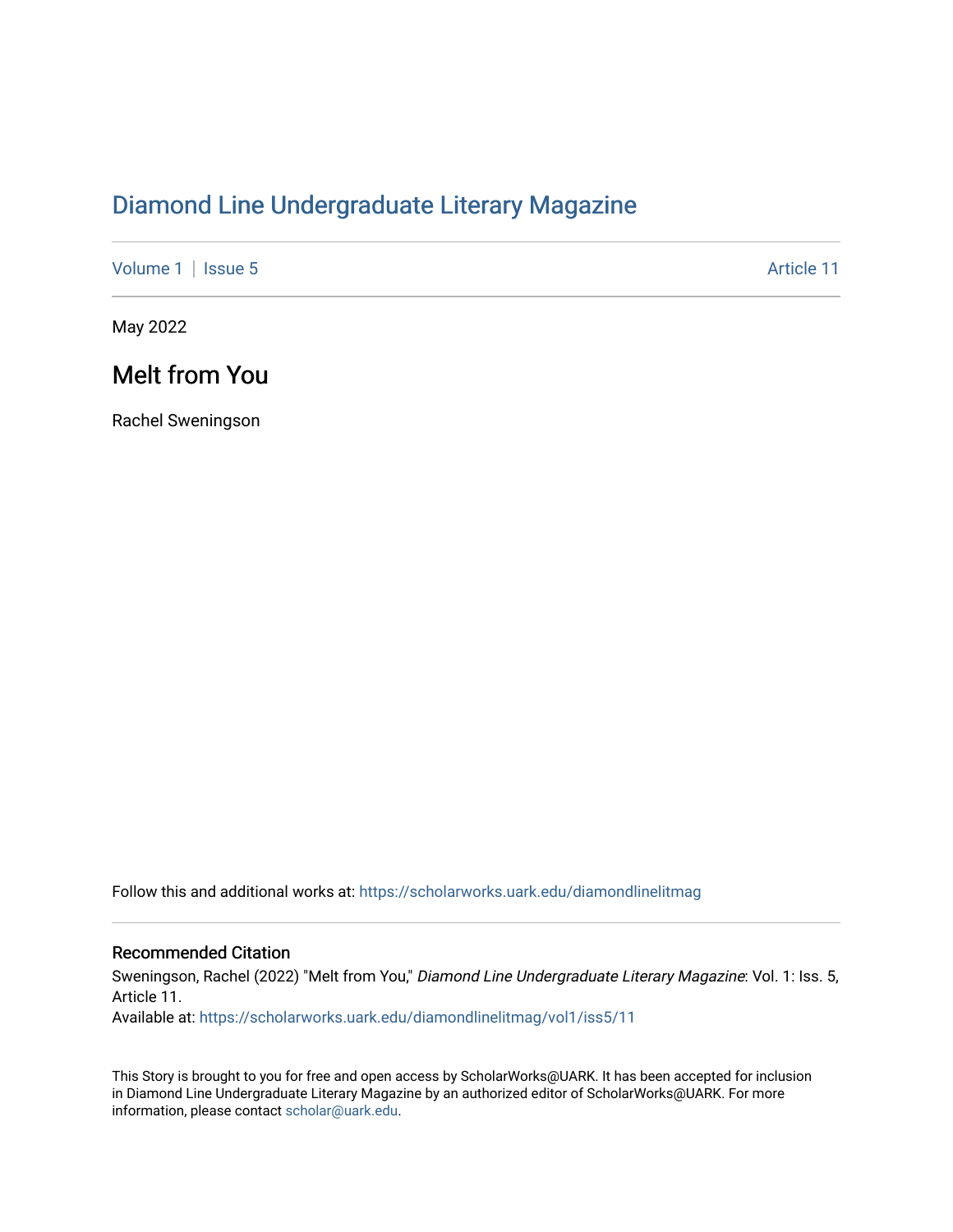# Diamond Line Undergraduate Literary Magazine

Volume 1 | Issue 5 Article 11

May 2022

## Melt from You

Rachel Sweningson

Follow this and additional works at: https://scholarworks.uark.edu/diamondlinelitmag

### Recommended Citation

Sweningson, Rachel (2022) "Melt from You," *Diamond Line Undergraduate Literary Magazine*: Vol. 1: Iss. 5, Article 11.

Available at: https://scholarworks.uark.edu/diamondlinelitmag/vol1/iss5/11

This Story is brought to you for free and open access by ScholarWorks@UARK. It has been accepted for inclusion in Diamond Line Undergraduate Literary Magazine by an authorized editor of ScholarWorks@UARK. For more information, please contact scholar@uark.edu.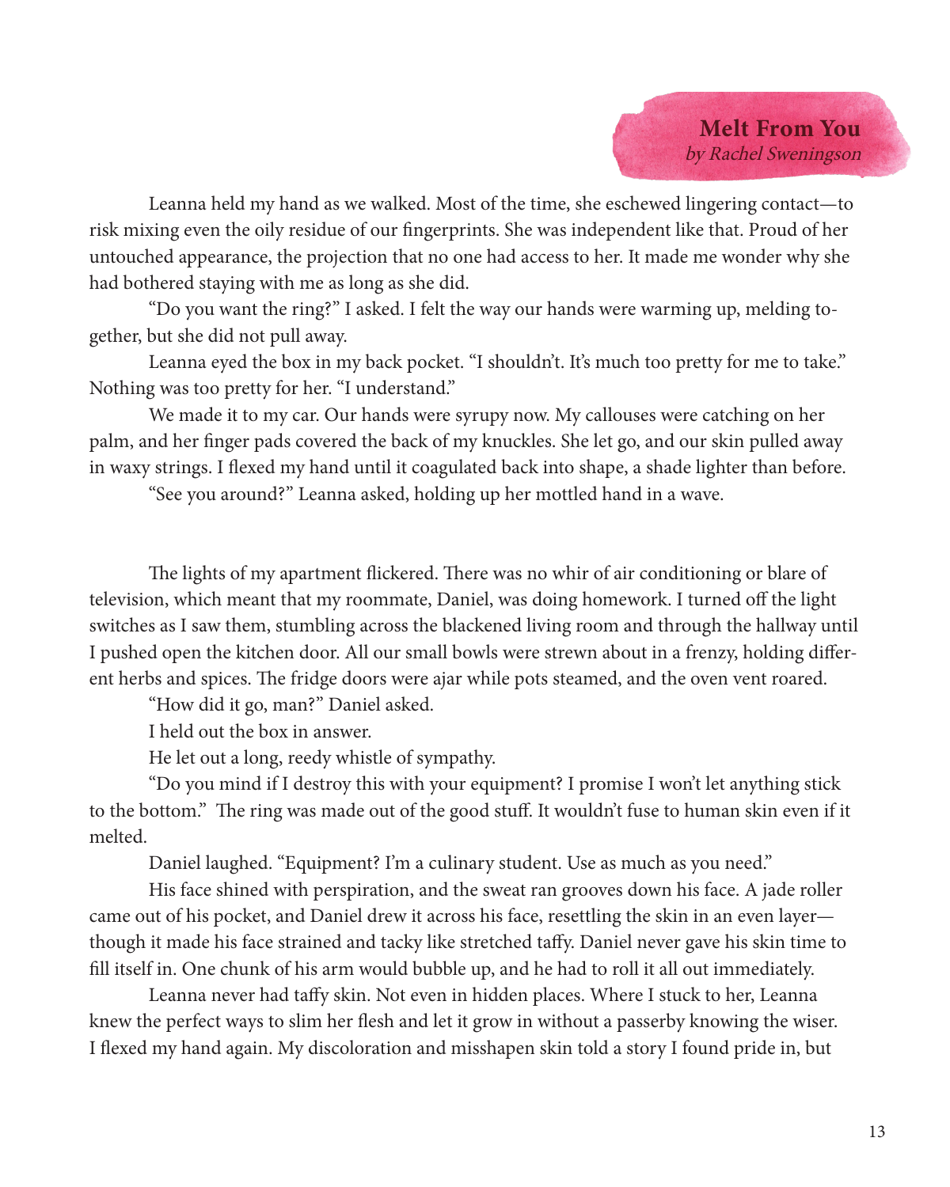# Melt From You

*by Rachel Sweningson*

Leanna held my hand as we walked. Most of the time, she eschewed lingering contact—to risk mixing even the oily residue of our fingerprints. She was independent like that. Proud of her untouched appearance, the projection that no one had access to her. It made me wonder why she had bothered staying with me as long as she did.

"Do you want the ring?" I asked. I felt the way our hands were warming up, melding together, but she did not pull away.

Leanna eyed the box in my back pocket. "I shouldn't. It's much too pretty for me to take." Nothing was too pretty for her. "I understand."

We made it to my car. Our hands were syrupy now. My callouses were catching on her palm, and her finger pads covered the back of my knuckles. She let go, and our skin pulled away in waxy strings. I flexed my hand until it coagulated back into shape, a shade lighter than before.

"See you around?" Leanna asked, holding up her mottled hand in a wave.

The lights of my apartment flickered. There was no whir of air conditioning or blare of television, which meant that my roommate, Daniel, was doing homework. I turned off the light switches as I saw them, stumbling across the blackened living room and through the hallway until I pushed open the kitchen door. All our small bowls were strewn about in a frenzy, holding different herbs and spices. The fridge doors were ajar while pots steamed, and the oven vent roared.

"How did it go, man?" Daniel asked.

I held out the box in answer.

He let out a long, reedy whistle of sympathy.

"Do you mind if I destroy this with your equipment? I promise I won't let anything stick to the bottom." The ring was made out of the good stuff. It wouldn't fuse to human skin even if it melted.

Daniel laughed. "Equipment? I'm a culinary student. Use as much as you need."

His face shined with perspiration, and the sweat ran grooves down his face. A jade roller came out of his pocket, and Daniel drew it across his face, resettling the skin in an even layer—though it made his face strained and tacky like stretched taffy. Daniel never gave his skin time to fill itself in. One chunk of his arm would bubble up, and he had to roll it all out immediately.

Leanna never had taffy skin. Not even in hidden places. Where I stuck to her, Leanna knew the perfect ways to slim her flesh and let it grow in without a passerby knowing the wiser. I flexed my hand again. My discoloration and misshapen skin told a story I found pride in, but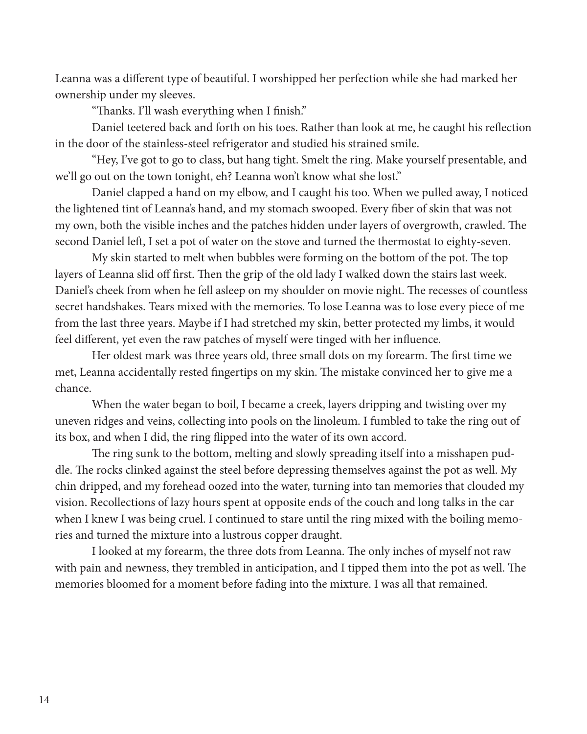Leanna was a different type of beautiful. I worshipped her perfection while she had marked her ownership under my sleeves.

"Thanks. I'll wash everything when I finish."

Daniel teetered back and forth on his toes. Rather than look at me, he caught his reflection in the door of the stainless-steel refrigerator and studied his strained smile.

"Hey, I've got to go to class, but hang tight. Smelt the ring. Make yourself presentable, and we'll go out on the town tonight, eh? Leanna won't know what she lost."

Daniel clapped a hand on my elbow, and I caught his too. When we pulled away, I noticed the lightened tint of Leanna's hand, and my stomach swooped. Every fiber of skin that was not my own, both the visible inches and the patches hidden under layers of overgrowth, crawled. The second Daniel left, I set a pot of water on the stove and turned the thermostat to eighty-seven.

My skin started to melt when bubbles were forming on the bottom of the pot. The top layers of Leanna slid off first. Then the grip of the old lady I walked down the stairs last week. Daniel's cheek from when he fell asleep on my shoulder on movie night. The recesses of countless secret handshakes. Tears mixed with the memories. To lose Leanna was to lose every piece of me from the last three years. Maybe if I had stretched my skin, better protected my limbs, it would feel different, yet even the raw patches of myself were tinged with her influence.

Her oldest mark was three years old, three small dots on my forearm. The first time we met, Leanna accidentally rested fingertips on my skin. The mistake convinced her to give me a chance.

When the water began to boil, I became a creek, layers dripping and twisting over my uneven ridges and veins, collecting into pools on the linoleum. I fumbled to take the ring out of its box, and when I did, the ring flipped into the water of its own accord.

The ring sunk to the bottom, melting and slowly spreading itself into a misshapen puddle. The rocks clinked against the steel before depressing themselves against the pot as well. My chin dripped, and my forehead oozed into the water, turning into tan memories that clouded my vision. Recollections of lazy hours spent at opposite ends of the couch and long talks in the car when I knew I was being cruel. I continued to stare until the ring mixed with the boiling memories and turned the mixture into a lustrous copper draught.

I looked at my forearm, the three dots from Leanna. The only inches of myself not raw with pain and newness, they trembled in anticipation, and I tipped them into the pot as well. The memories bloomed for a moment before fading into the mixture. I was all that remained.